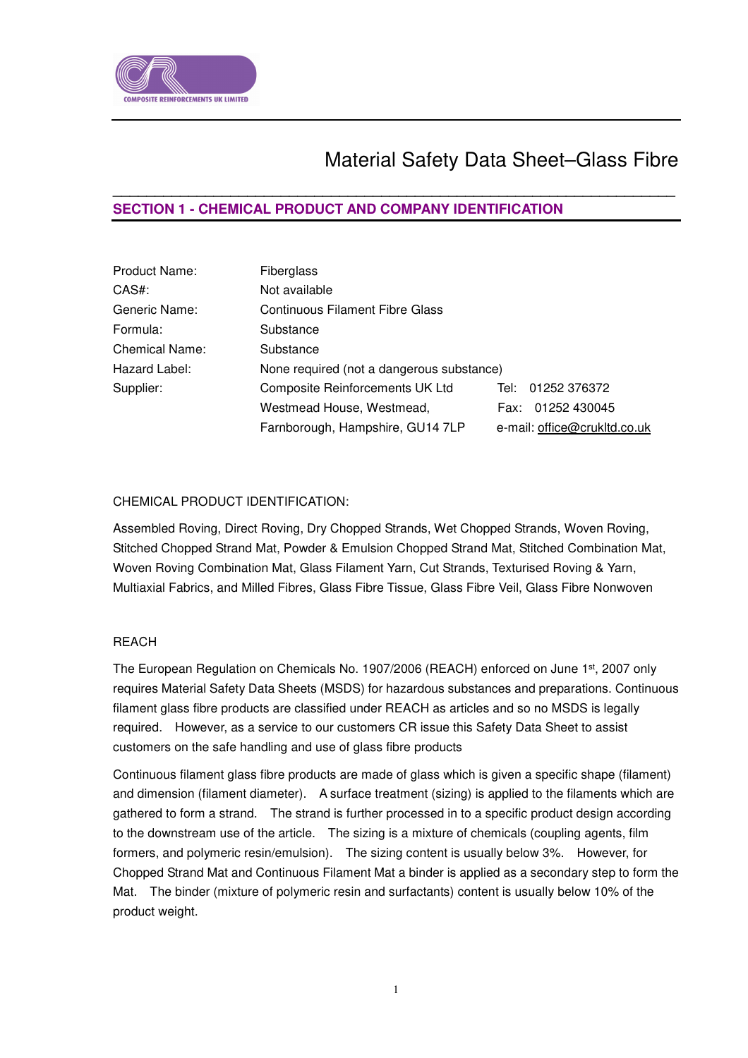# Material Safety Data Sheet–Glass Fibre

## SECTION 1 - CHEMICAL PRODUCT AND COMPANY IDENTIFICATION

| | | |
|---|---|---|
| Product Name: | Fiberglass | |
| CAS#: | Not available | |
| Generic Name: | Continuous Filament Fibre Glass | |
| Formula: | Substance | |
| Chemical Name: | Substance | |
| Hazard Label: | None required (not a dangerous substance) | |
| Supplier: | Composite Reinforcements UK Ltd | Tel: 01252 376372 |
| | Westmead House, Westmead, | Fax: 01252 430045 |
| | Farnborough, Hampshire, GU14 7LP | e-mail: office@crukltd.co.uk |

CHEMICAL PRODUCT IDENTIFICATION:

Assembled Roving, Direct Roving, Dry Chopped Strands, Wet Chopped Strands, Woven Roving, Stitched Chopped Strand Mat, Powder & Emulsion Chopped Strand Mat, Stitched Combination Mat, Woven Roving Combination Mat, Glass Filament Yarn, Cut Strands, Texturised Roving & Yarn, Multiaxial Fabrics, and Milled Fibres, Glass Fibre Tissue, Glass Fibre Veil, Glass Fibre Nonwoven

REACH

The European Regulation on Chemicals No. 1907/2006 (REACH) enforced on June 1st, 2007 only requires Material Safety Data Sheets (MSDS) for hazardous substances and preparations. Continuous filament glass fibre products are classified under REACH as articles and so no MSDS is legally required. However, as a service to our customers CR issue this Safety Data Sheet to assist customers on the safe handling and use of glass fibre products

Continuous filament glass fibre products are made of glass which is given a specific shape (filament) and dimension (filament diameter). A surface treatment (sizing) is applied to the filaments which are gathered to form a strand. The strand is further processed in to a specific product design according to the downstream use of the article. The sizing is a mixture of chemicals (coupling agents, film formers, and polymeric resin/emulsion). The sizing content is usually below 3%. However, for Chopped Strand Mat and Continuous Filament Mat a binder is applied as a secondary step to form the Mat. The binder (mixture of polymeric resin and surfactants) content is usually below 10% of the product weight.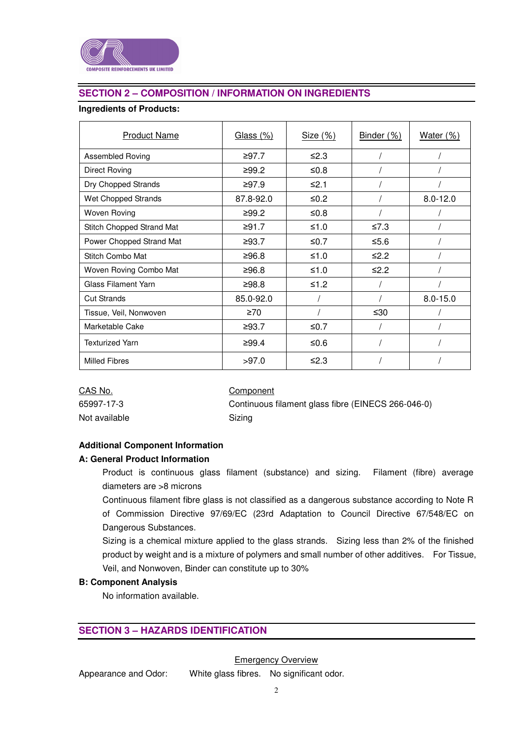## SECTION 2 – COMPOSITION / INFORMATION ON INGREDIENTS

**Ingredients of Products:**

| Product Name | Glass (%) | Size (%) | Binder (%) | Water (%) |
|---|---|---|---|---|
| Assembled Roving | ≥97.7 | ≤2.3 | / | / |
| Direct Roving | ≥99.2 | ≤0.8 | / | / |
| Dry Chopped Strands | ≥97.9 | ≤2.1 | / | / |
| Wet Chopped Strands | 87.8-92.0 | ≤0.2 | / | 8.0-12.0 |
| Woven Roving | ≥99.2 | ≤0.8 | / | / |
| Stitch Chopped Strand Mat | ≥91.7 | ≤1.0 | ≤7.3 | / |
| Power Chopped Strand Mat | ≥93.7 | ≤0.7 | ≤5.6 | / |
| Stitch Combo Mat | ≥96.8 | ≤1.0 | ≤2.2 | / |
| Woven Roving Combo Mat | ≥96.8 | ≤1.0 | ≤2.2 | / |
| Glass Filament Yarn | ≥98.8 | ≤1.2 | / | / |
| Cut Strands | 85.0-92.0 | / | / | 8.0-15.0 |
| Tissue, Veil, Nonwoven | ≥70 | / | ≤30 | / |
| Marketable Cake | ≥93.7 | ≤0.7 | / | / |
| Texturized Yarn | ≥99.4 | ≤0.6 | / | / |
| Milled Fibres | >97.0 | ≤2.3 | / | / |

| CAS No. | Component |
|---|---|
| 65997-17-3 | Continuous filament glass fibre (EINECS 266-046-0) |
| Not available | Sizing |

**Additional Component Information**

**A: General Product Information**

Product is continuous glass filament (substance) and sizing. Filament (fibre) average diameters are >8 microns

Continuous filament fibre glass is not classified as a dangerous substance according to Note R of Commission Directive 97/69/EC (23rd Adaptation to Council Directive 67/548/EC on Dangerous Substances.

Sizing is a chemical mixture applied to the glass strands. Sizing less than 2% of the finished product by weight and is a mixture of polymers and small number of other additives. For Tissue, Veil, and Nonwoven, Binder can constitute up to 30%

**B: Component Analysis**

No information available.

## SECTION 3 – HAZARDS IDENTIFICATION

Emergency Overview

Appearance and Odor: White glass fibres. No significant odor.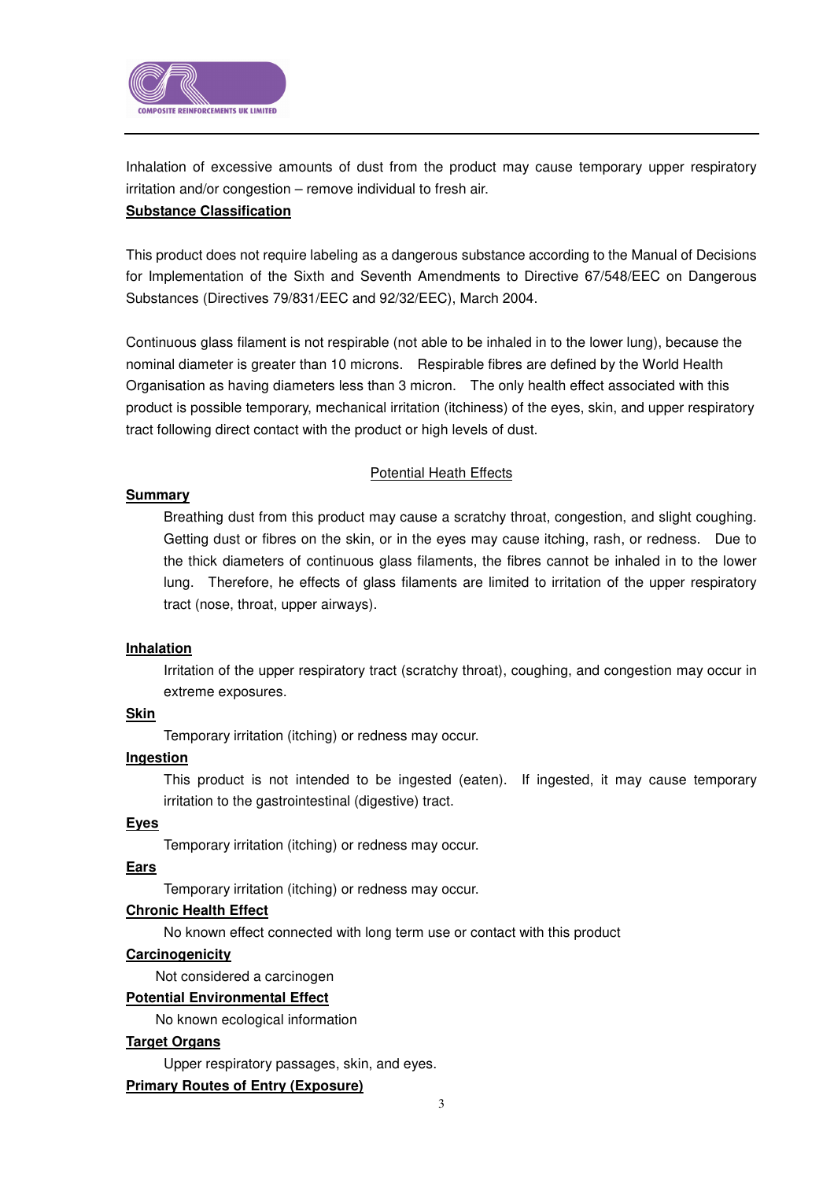Inhalation of excessive amounts of dust from the product may cause temporary upper respiratory irritation and/or congestion – remove individual to fresh air.

**Substance Classification**

This product does not require labeling as a dangerous substance according to the Manual of Decisions for Implementation of the Sixth and Seventh Amendments to Directive 67/548/EEC on Dangerous Substances (Directives 79/831/EEC and 92/32/EEC), March 2004.

Continuous glass filament is not respirable (not able to be inhaled in to the lower lung), because the nominal diameter is greater than 10 microns. Respirable fibres are defined by the World Health Organisation as having diameters less than 3 micron. The only health effect associated with this product is possible temporary, mechanical irritation (itchiness) of the eyes, skin, and upper respiratory tract following direct contact with the product or high levels of dust.

## Potential Heath Effects

**Summary**

Breathing dust from this product may cause a scratchy throat, congestion, and slight coughing. Getting dust or fibres on the skin, or in the eyes may cause itching, rash, or redness. Due to the thick diameters of continuous glass filaments, the fibres cannot be inhaled in to the lower lung. Therefore, he effects of glass filaments are limited to irritation of the upper respiratory tract (nose, throat, upper airways).

**Inhalation**

Irritation of the upper respiratory tract (scratchy throat), coughing, and congestion may occur in extreme exposures.

**Skin**

Temporary irritation (itching) or redness may occur.

**Ingestion**

This product is not intended to be ingested (eaten). If ingested, it may cause temporary irritation to the gastrointestinal (digestive) tract.

**Eyes**

Temporary irritation (itching) or redness may occur.

**Ears**

Temporary irritation (itching) or redness may occur.

**Chronic Health Effect**

No known effect connected with long term use or contact with this product

**Carcinogenicity**

Not considered a carcinogen

**Potential Environmental Effect**

No known ecological information

**Target Organs**

Upper respiratory passages, skin, and eyes.

**Primary Routes of Entry (Exposure)**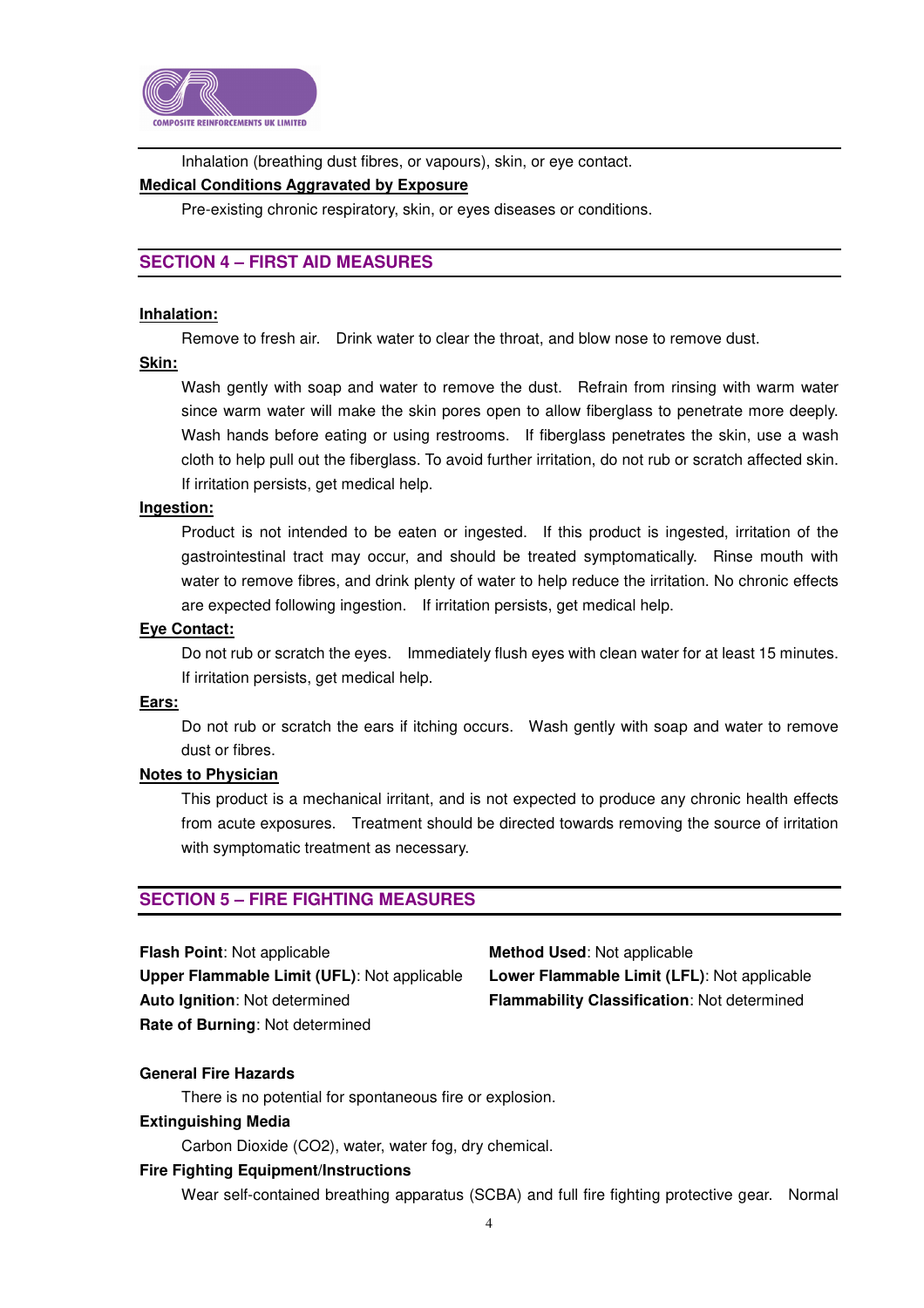Inhalation (breathing dust fibres, or vapours), skin, or eye contact.

**Medical Conditions Aggravated by Exposure**

Pre-existing chronic respiratory, skin, or eyes diseases or conditions.

## SECTION 4 – FIRST AID MEASURES

**Inhalation:**

Remove to fresh air. Drink water to clear the throat, and blow nose to remove dust.

**Skin:**

Wash gently with soap and water to remove the dust. Refrain from rinsing with warm water since warm water will make the skin pores open to allow fiberglass to penetrate more deeply. Wash hands before eating or using restrooms. If fiberglass penetrates the skin, use a wash cloth to help pull out the fiberglass. To avoid further irritation, do not rub or scratch affected skin. If irritation persists, get medical help.

**Ingestion:**

Product is not intended to be eaten or ingested. If this product is ingested, irritation of the gastrointestinal tract may occur, and should be treated symptomatically. Rinse mouth with water to remove fibres, and drink plenty of water to help reduce the irritation. No chronic effects are expected following ingestion. If irritation persists, get medical help.

**Eye Contact:**

Do not rub or scratch the eyes. Immediately flush eyes with clean water for at least 15 minutes. If irritation persists, get medical help.

**Ears:**

Do not rub or scratch the ears if itching occurs. Wash gently with soap and water to remove dust or fibres.

**Notes to Physician**

This product is a mechanical irritant, and is not expected to produce any chronic health effects from acute exposures. Treatment should be directed towards removing the source of irritation with symptomatic treatment as necessary.

## SECTION 5 – FIRE FIGHTING MEASURES

**Flash Point**: Not applicable
**Method Used**: Not applicable
**Upper Flammable Limit (UFL)**: Not applicable
**Lower Flammable Limit (LFL)**: Not applicable
**Auto Ignition**: Not determined
**Flammability Classification**: Not determined
**Rate of Burning**: Not determined

**General Fire Hazards**

There is no potential for spontaneous fire or explosion.

**Extinguishing Media**

Carbon Dioxide (CO2), water, water fog, dry chemical.

**Fire Fighting Equipment/Instructions**

Wear self-contained breathing apparatus (SCBA) and full fire fighting protective gear. Normal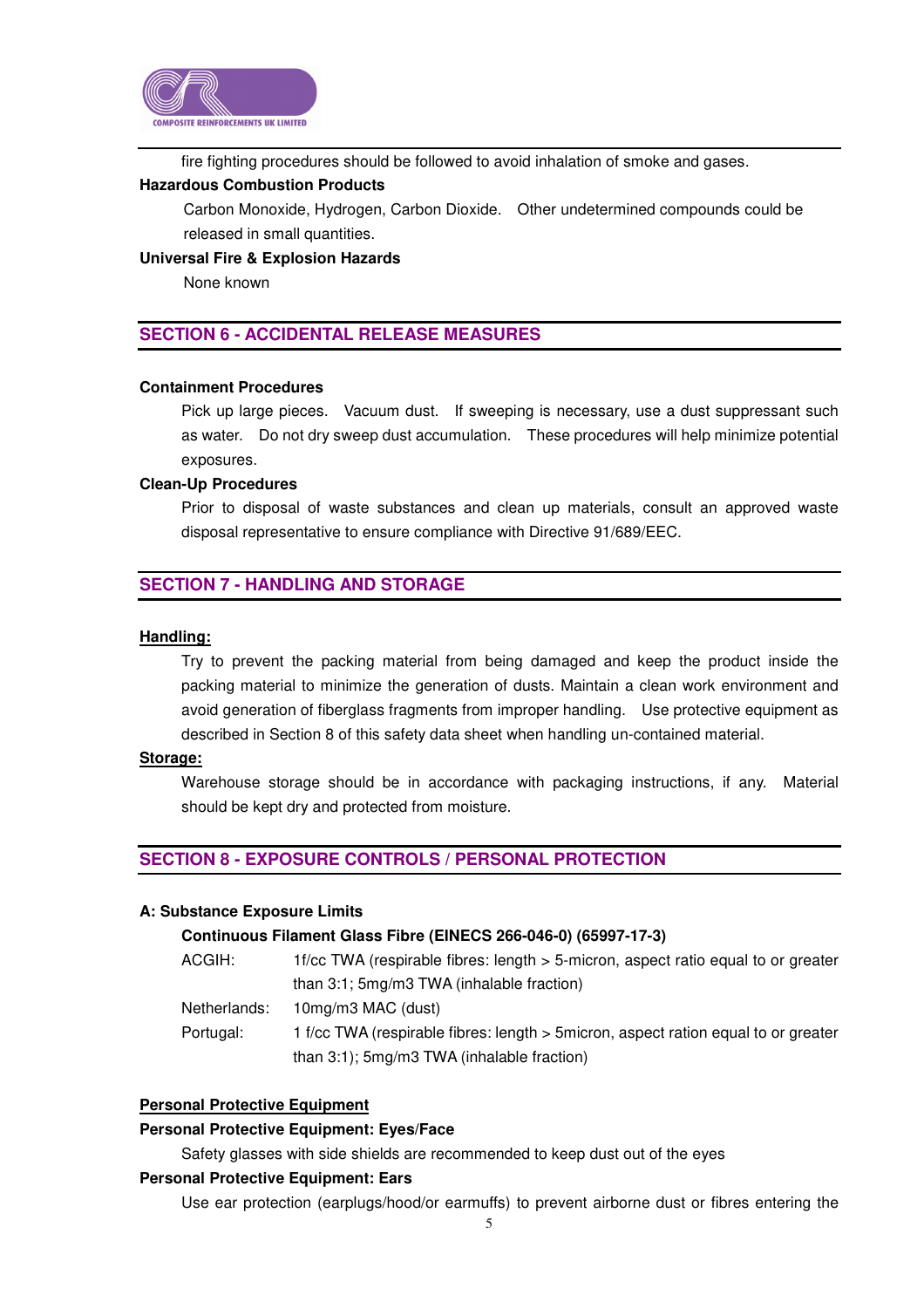fire fighting procedures should be followed to avoid inhalation of smoke and gases.

**Hazardous Combustion Products**

Carbon Monoxide, Hydrogen, Carbon Dioxide. Other undetermined compounds could be released in small quantities.

**Universal Fire & Explosion Hazards**

None known

## SECTION 6 - ACCIDENTAL RELEASE MEASURES

**Containment Procedures**

Pick up large pieces. Vacuum dust. If sweeping is necessary, use a dust suppressant such as water. Do not dry sweep dust accumulation. These procedures will help minimize potential exposures.

**Clean-Up Procedures**

Prior to disposal of waste substances and clean up materials, consult an approved waste disposal representative to ensure compliance with Directive 91/689/EEC.

## SECTION 7 - HANDLING AND STORAGE

**Handling:**

Try to prevent the packing material from being damaged and keep the product inside the packing material to minimize the generation of dusts. Maintain a clean work environment and avoid generation of fiberglass fragments from improper handling. Use protective equipment as described in Section 8 of this safety data sheet when handling un-contained material.

**Storage:**

Warehouse storage should be in accordance with packaging instructions, if any. Material should be kept dry and protected from moisture.

## SECTION 8 - EXPOSURE CONTROLS / PERSONAL PROTECTION

**A: Substance Exposure Limits**

**Continuous Filament Glass Fibre (EINECS 266-046-0) (65997-17-3)**

| | |
|---|---|
| ACGIH: | 1f/cc TWA (respirable fibres: length > 5-micron, aspect ratio equal to or greater than 3:1; 5mg/m3 TWA (inhalable fraction) |
| Netherlands: | 10mg/m3 MAC (dust) |
| Portugal: | 1 f/cc TWA (respirable fibres: length > 5micron, aspect ration equal to or greater than 3:1); 5mg/m3 TWA (inhalable fraction) |

**Personal Protective Equipment**

**Personal Protective Equipment: Eyes/Face**

Safety glasses with side shields are recommended to keep dust out of the eyes

**Personal Protective Equipment: Ears**

Use ear protection (earplugs/hood/or earmuffs) to prevent airborne dust or fibres entering the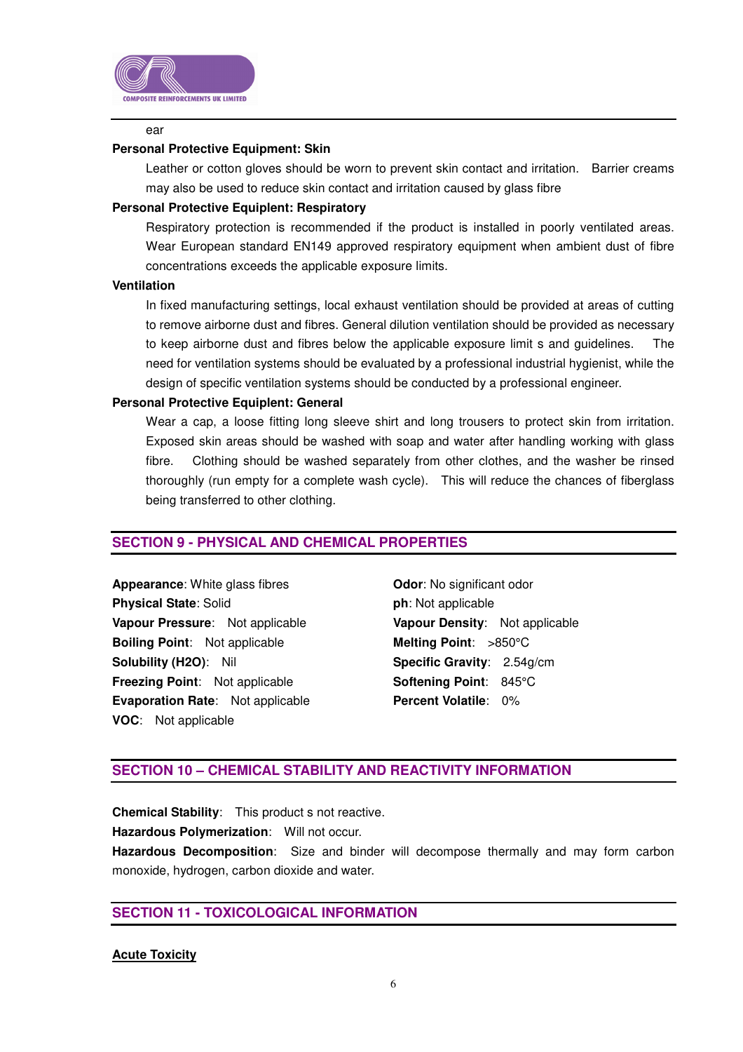ear

**Personal Protective Equipment: Skin**

Leather or cotton gloves should be worn to prevent skin contact and irritation. Barrier creams may also be used to reduce skin contact and irritation caused by glass fibre

**Personal Protective Equiplent: Respiratory**

Respiratory protection is recommended if the product is installed in poorly ventilated areas. Wear European standard EN149 approved respiratory equipment when ambient dust of fibre concentrations exceeds the applicable exposure limits.

**Ventilation**

In fixed manufacturing settings, local exhaust ventilation should be provided at areas of cutting to remove airborne dust and fibres. General dilution ventilation should be provided as necessary to keep airborne dust and fibres below the applicable exposure limit s and guidelines. The need for ventilation systems should be evaluated by a professional industrial hygienist, while the design of specific ventilation systems should be conducted by a professional engineer.

**Personal Protective Equiplent: General**

Wear a cap, a loose fitting long sleeve shirt and long trousers to protect skin from irritation. Exposed skin areas should be washed with soap and water after handling working with glass fibre. Clothing should be washed separately from other clothes, and the washer be rinsed thoroughly (run empty for a complete wash cycle). This will reduce the chances of fiberglass being transferred to other clothing.

## SECTION 9 - PHYSICAL AND CHEMICAL PROPERTIES

**Appearance**: White glass fibres
**Physical State**: Solid
**Vapour Pressure**: Not applicable
**Boiling Point**: Not applicable
**Solubility (H2O)**: Nil
**Freezing Point**: Not applicable
**Evaporation Rate**: Not applicable
**VOC**: Not applicable

**Odor**: No significant odor
**ph**: Not applicable
**Vapour Density**: Not applicable
**Melting Point**: >850°C
**Specific Gravity**: 2.54g/cm
**Softening Point**: 845°C
**Percent Volatile**: 0%

## SECTION 10 – CHEMICAL STABILITY AND REACTIVITY INFORMATION

**Chemical Stability**: This product s not reactive.
**Hazardous Polymerization**: Will not occur.
**Hazardous Decomposition**: Size and binder will decompose thermally and may form carbon monoxide, hydrogen, carbon dioxide and water.

## SECTION 11 - TOXICOLOGICAL INFORMATION

**Acute Toxicity**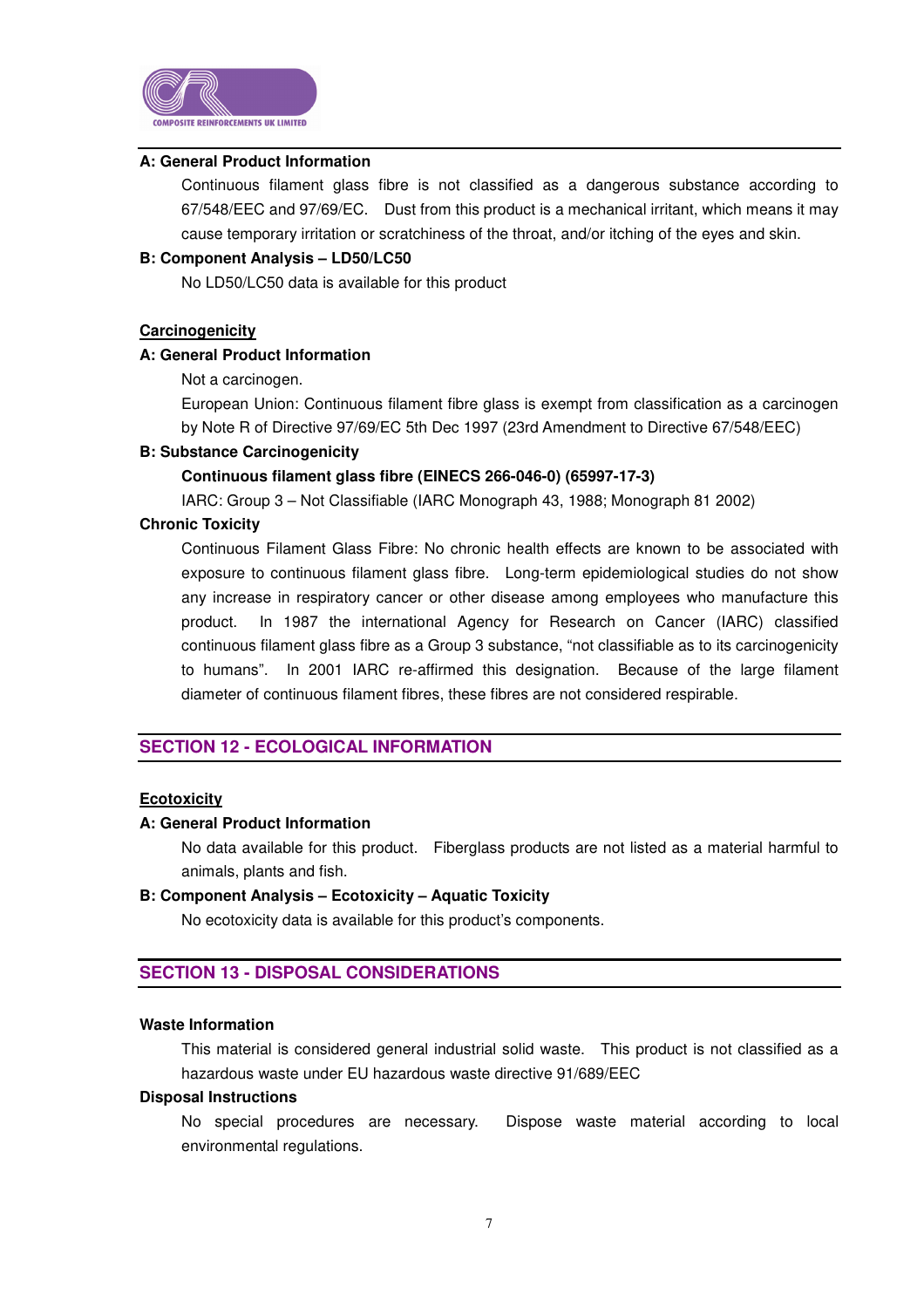**A: General Product Information**

Continuous filament glass fibre is not classified as a dangerous substance according to 67/548/EEC and 97/69/EC. Dust from this product is a mechanical irritant, which means it may cause temporary irritation or scratchiness of the throat, and/or itching of the eyes and skin.

**B: Component Analysis – LD50/LC50**

No LD50/LC50 data is available for this product

**Carcinogenicity**

**A: General Product Information**

Not a carcinogen.

European Union: Continuous filament fibre glass is exempt from classification as a carcinogen by Note R of Directive 97/69/EC 5th Dec 1997 (23rd Amendment to Directive 67/548/EEC)

**B: Substance Carcinogenicity**

**Continuous filament glass fibre (EINECS 266-046-0) (65997-17-3)**

IARC: Group 3 – Not Classifiable (IARC Monograph 43, 1988; Monograph 81 2002)

**Chronic Toxicity**

Continuous Filament Glass Fibre: No chronic health effects are known to be associated with exposure to continuous filament glass fibre. Long-term epidemiological studies do not show any increase in respiratory cancer or other disease among employees who manufacture this product. In 1987 the international Agency for Research on Cancer (IARC) classified continuous filament glass fibre as a Group 3 substance, "not classifiable as to its carcinogenicity to humans". In 2001 IARC re-affirmed this designation. Because of the large filament diameter of continuous filament fibres, these fibres are not considered respirable.

## SECTION 12 - ECOLOGICAL INFORMATION

**Ecotoxicity**

**A: General Product Information**

No data available for this product. Fiberglass products are not listed as a material harmful to animals, plants and fish.

**B: Component Analysis – Ecotoxicity – Aquatic Toxicity**

No ecotoxicity data is available for this product's components.

## SECTION 13 - DISPOSAL CONSIDERATIONS

**Waste Information**

This material is considered general industrial solid waste. This product is not classified as a hazardous waste under EU hazardous waste directive 91/689/EEC

**Disposal Instructions**

No special procedures are necessary. Dispose waste material according to local environmental regulations.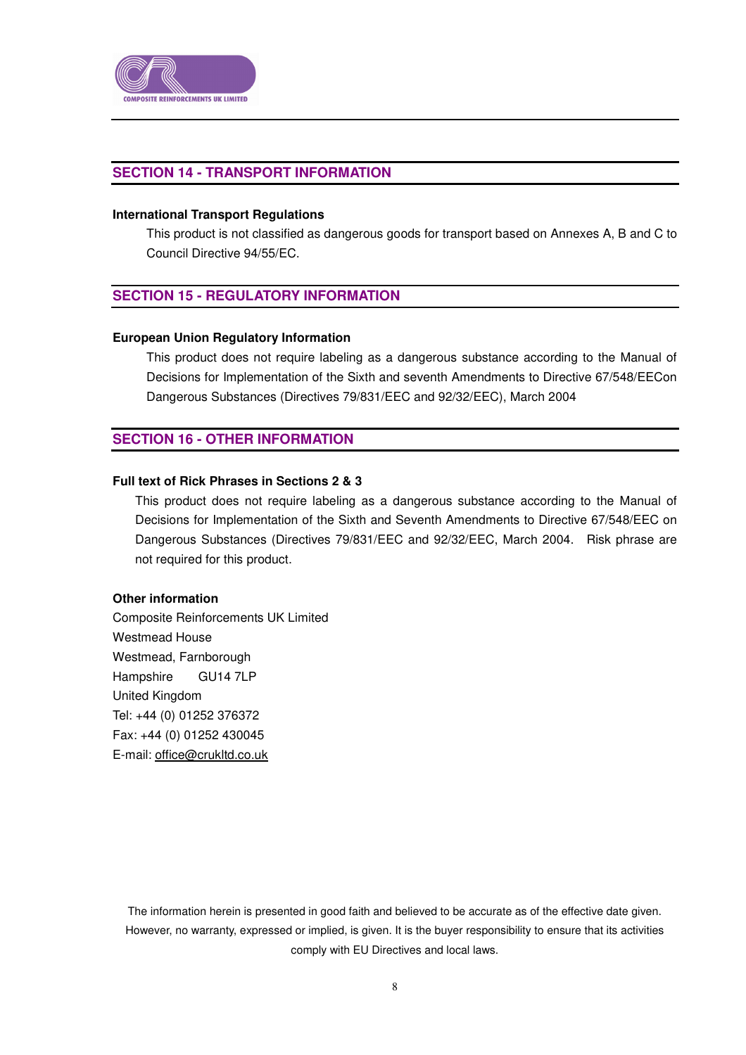## SECTION 14 - TRANSPORT INFORMATION

**International Transport Regulations**

This product is not classified as dangerous goods for transport based on Annexes A, B and C to Council Directive 94/55/EC.

## SECTION 15 - REGULATORY INFORMATION

**European Union Regulatory Information**

This product does not require labeling as a dangerous substance according to the Manual of Decisions for Implementation of the Sixth and seventh Amendments to Directive 67/548/EECon Dangerous Substances (Directives 79/831/EEC and 92/32/EEC), March 2004

## SECTION 16 - OTHER INFORMATION

**Full text of Rick Phrases in Sections 2 & 3**

This product does not require labeling as a dangerous substance according to the Manual of Decisions for Implementation of the Sixth and Seventh Amendments to Directive 67/548/EEC on Dangerous Substances (Directives 79/831/EEC and 92/32/EEC, March 2004. Risk phrase are not required for this product.

**Other information**

Composite Reinforcements UK Limited
Westmead House
Westmead, Farnborough
Hampshire GU14 7LP
United Kingdom
Tel: +44 (0) 01252 376372
Fax: +44 (0) 01252 430045
E-mail: office@crukltd.co.uk

The information herein is presented in good faith and believed to be accurate as of the effective date given. However, no warranty, expressed or implied, is given. It is the buyer responsibility to ensure that its activities comply with EU Directives and local laws.